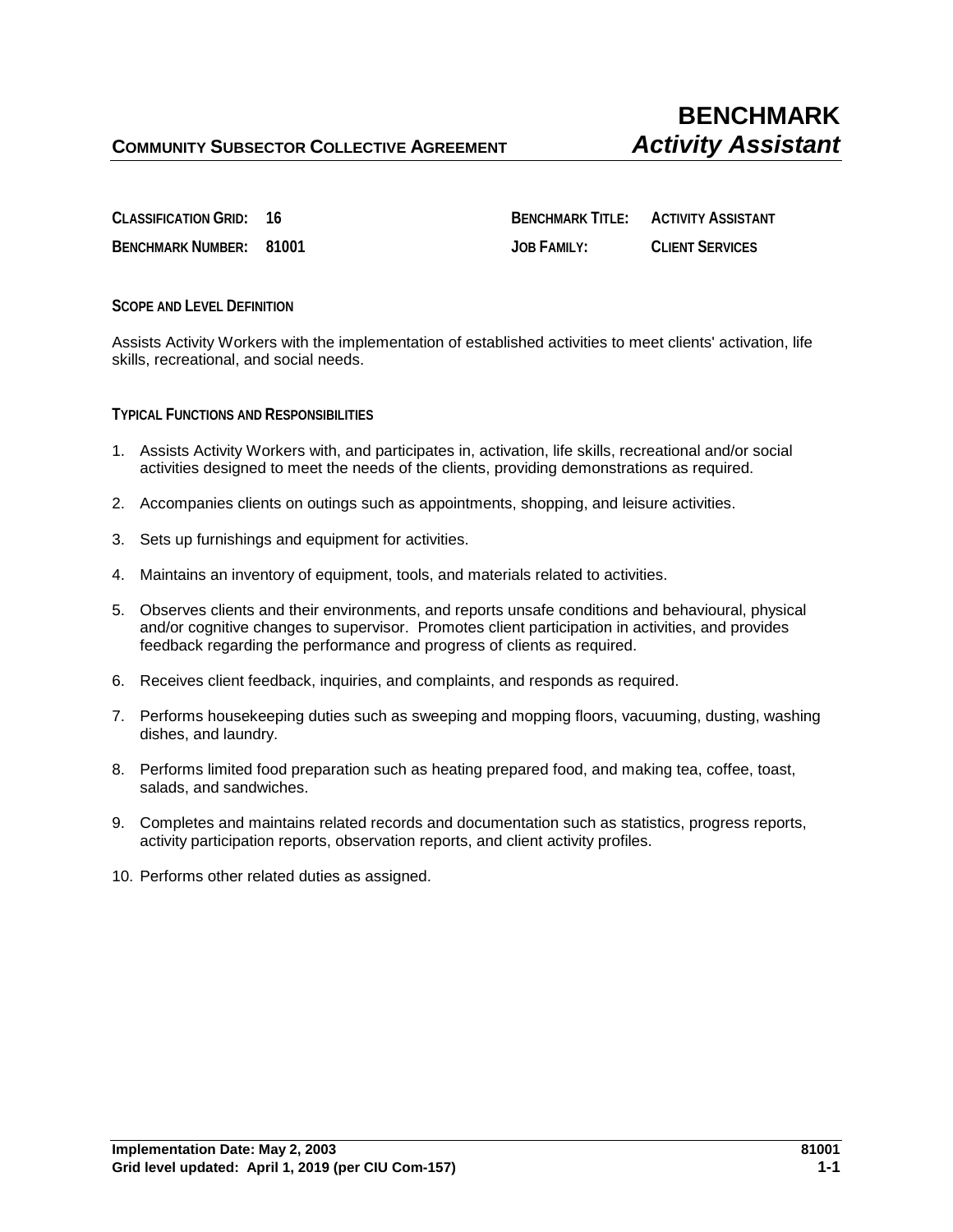# BENCHMARK
## *Activity Assistant*

**COMMUNITY SUBSECTOR COLLECTIVE AGREEMENT**

| | | | |
|---|---|---|---|
| **CLASSIFICATION GRID:** | **16** | **BENCHMARK TITLE:** | **ACTIVITY ASSISTANT** |
| **BENCHMARK NUMBER:** | **81001** | **JOB FAMILY:** | **CLIENT SERVICES** |

### SCOPE AND LEVEL DEFINITION

Assists Activity Workers with the implementation of established activities to meet clients' activation, life skills, recreational, and social needs.

### TYPICAL FUNCTIONS AND RESPONSIBILITIES

1. Assists Activity Workers with, and participates in, activation, life skills, recreational and/or social activities designed to meet the needs of the clients, providing demonstrations as required.

2. Accompanies clients on outings such as appointments, shopping, and leisure activities.

3. Sets up furnishings and equipment for activities.

4. Maintains an inventory of equipment, tools, and materials related to activities.

5. Observes clients and their environments, and reports unsafe conditions and behavioural, physical and/or cognitive changes to supervisor. Promotes client participation in activities, and provides feedback regarding the performance and progress of clients as required.

6. Receives client feedback, inquiries, and complaints, and responds as required.

7. Performs housekeeping duties such as sweeping and mopping floors, vacuuming, dusting, washing dishes, and laundry.

8. Performs limited food preparation such as heating prepared food, and making tea, coffee, toast, salads, and sandwiches.

9. Completes and maintains related records and documentation such as statistics, progress reports, activity participation reports, observation reports, and client activity profiles.

10. Performs other related duties as assigned.

**Implementation Date: May 2, 2003**
**Grid level updated: April 1, 2019 (per CIU Com-157)**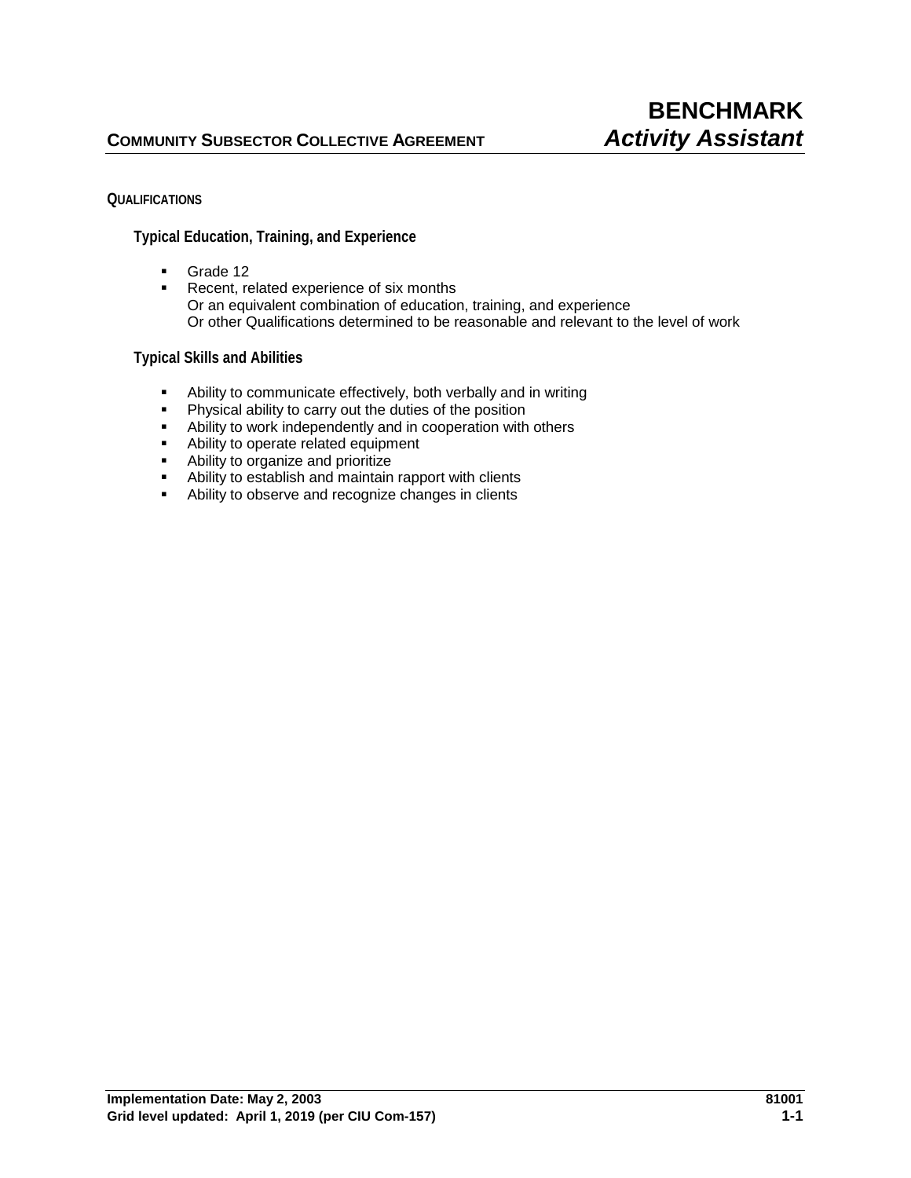## QUALIFICATIONS

### Typical Education, Training, and Experience

- Grade 12
- Recent, related experience of six months
  Or an equivalent combination of education, training, and experience
  Or other Qualifications determined to be reasonable and relevant to the level of work

### Typical Skills and Abilities

- Ability to communicate effectively, both verbally and in writing
- Physical ability to carry out the duties of the position
- Ability to work independently and in cooperation with others
- Ability to operate related equipment
- Ability to organize and prioritize
- Ability to establish and maintain rapport with clients
- Ability to observe and recognize changes in clients